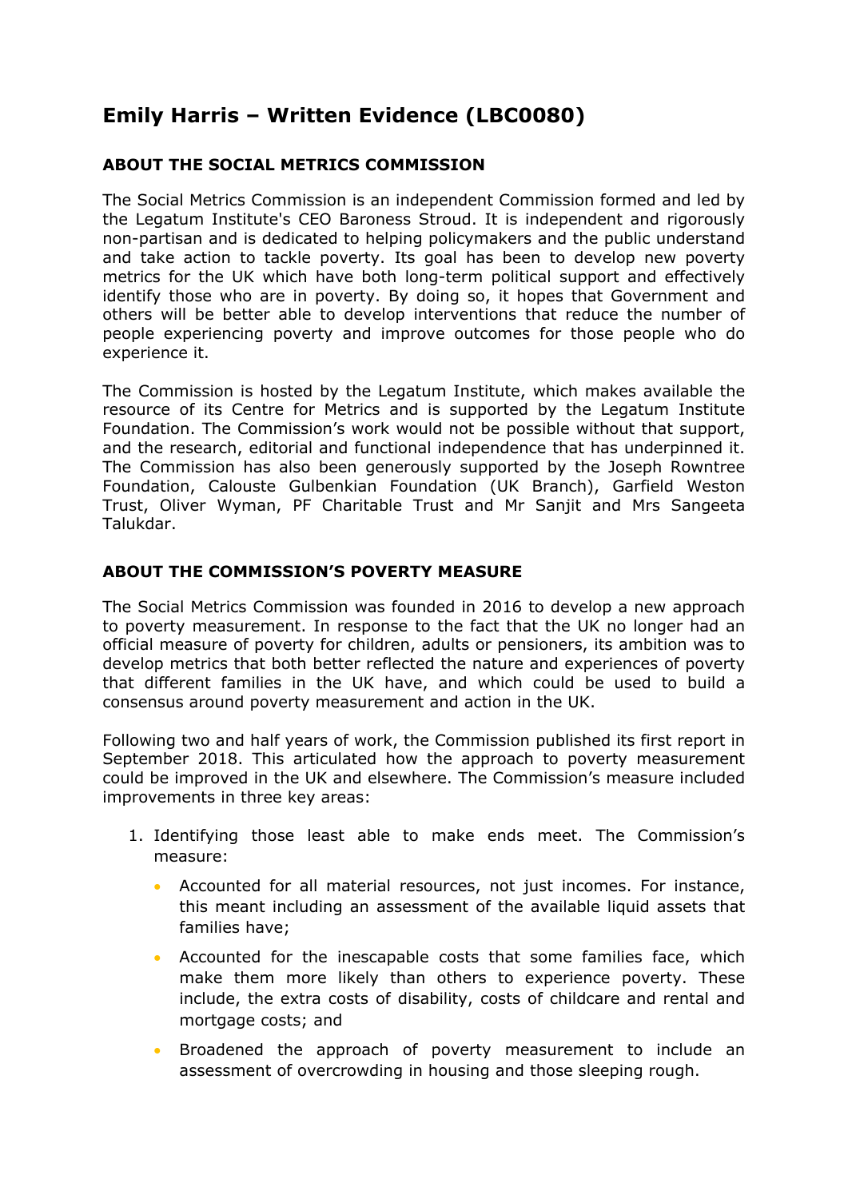# Emily Harris – Written Evidence (LBC0080)

## ABOUT THE SOCIAL METRICS COMMISSION

The Social Metrics Commission is an independent Commission formed and led by the Legatum Institute's CEO Baroness Stroud. It is independent and rigorously non-partisan and is dedicated to helping policymakers and the public understand and take action to tackle poverty. Its goal has been to develop new poverty metrics for the UK which have both long-term political support and effectively identify those who are in poverty. By doing so, it hopes that Government and others will be better able to develop interventions that reduce the number of people experiencing poverty and improve outcomes for those people who do experience it.

The Commission is hosted by the Legatum Institute, which makes available the resource of its Centre for Metrics and is supported by the Legatum Institute Foundation. The Commission's work would not be possible without that support, and the research, editorial and functional independence that has underpinned it. The Commission has also been generously supported by the Joseph Rowntree Foundation, Calouste Gulbenkian Foundation (UK Branch), Garfield Weston Trust, Oliver Wyman, PF Charitable Trust and Mr Sanjit and Mrs Sangeeta Talukdar.

## ABOUT THE COMMISSION'S POVERTY MEASURE

The Social Metrics Commission was founded in 2016 to develop a new approach to poverty measurement. In response to the fact that the UK no longer had an official measure of poverty for children, adults or pensioners, its ambition was to develop metrics that both better reflected the nature and experiences of poverty that different families in the UK have, and which could be used to build a consensus around poverty measurement and action in the UK.

Following two and half years of work, the Commission published its first report in September 2018. This articulated how the approach to poverty measurement could be improved in the UK and elsewhere. The Commission's measure included improvements in three key areas:

1. Identifying those least able to make ends meet. The Commission's measure:
   - Accounted for all material resources, not just incomes. For instance, this meant including an assessment of the available liquid assets that families have;
   - Accounted for the inescapable costs that some families face, which make them more likely than others to experience poverty. These include, the extra costs of disability, costs of childcare and rental and mortgage costs; and
   - Broadened the approach of poverty measurement to include an assessment of overcrowding in housing and those sleeping rough.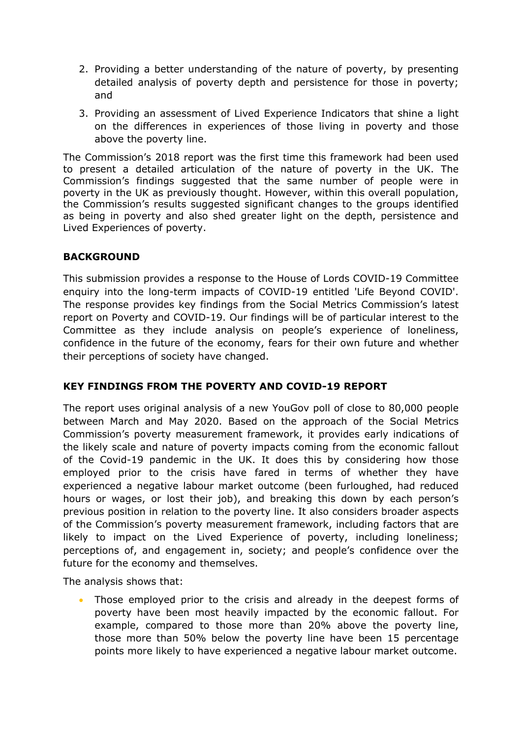2. Providing a better understanding of the nature of poverty, by presenting detailed analysis of poverty depth and persistence for those in poverty; and
3. Providing an assessment of Lived Experience Indicators that shine a light on the differences in experiences of those living in poverty and those above the poverty line.

The Commission's 2018 report was the first time this framework had been used to present a detailed articulation of the nature of poverty in the UK. The Commission's findings suggested that the same number of people were in poverty in the UK as previously thought. However, within this overall population, the Commission's results suggested significant changes to the groups identified as being in poverty and also shed greater light on the depth, persistence and Lived Experiences of poverty.

**BACKGROUND**

This submission provides a response to the House of Lords COVID-19 Committee enquiry into the long-term impacts of COVID-19 entitled 'Life Beyond COVID'. The response provides key findings from the Social Metrics Commission's latest report on Poverty and COVID-19. Our findings will be of particular interest to the Committee as they include analysis on people's experience of loneliness, confidence in the future of the economy, fears for their own future and whether their perceptions of society have changed.

**KEY FINDINGS FROM THE POVERTY AND COVID-19 REPORT**

The report uses original analysis of a new YouGov poll of close to 80,000 people between March and May 2020. Based on the approach of the Social Metrics Commission's poverty measurement framework, it provides early indications of the likely scale and nature of poverty impacts coming from the economic fallout of the Covid-19 pandemic in the UK. It does this by considering how those employed prior to the crisis have fared in terms of whether they have experienced a negative labour market outcome (been furloughed, had reduced hours or wages, or lost their job), and breaking this down by each person's previous position in relation to the poverty line. It also considers broader aspects of the Commission's poverty measurement framework, including factors that are likely to impact on the Lived Experience of poverty, including loneliness; perceptions of, and engagement in, society; and people's confidence over the future for the economy and themselves.

The analysis shows that:

- Those employed prior to the crisis and already in the deepest forms of poverty have been most heavily impacted by the economic fallout. For example, compared to those more than 20% above the poverty line, those more than 50% below the poverty line have been 15 percentage points more likely to have experienced a negative labour market outcome.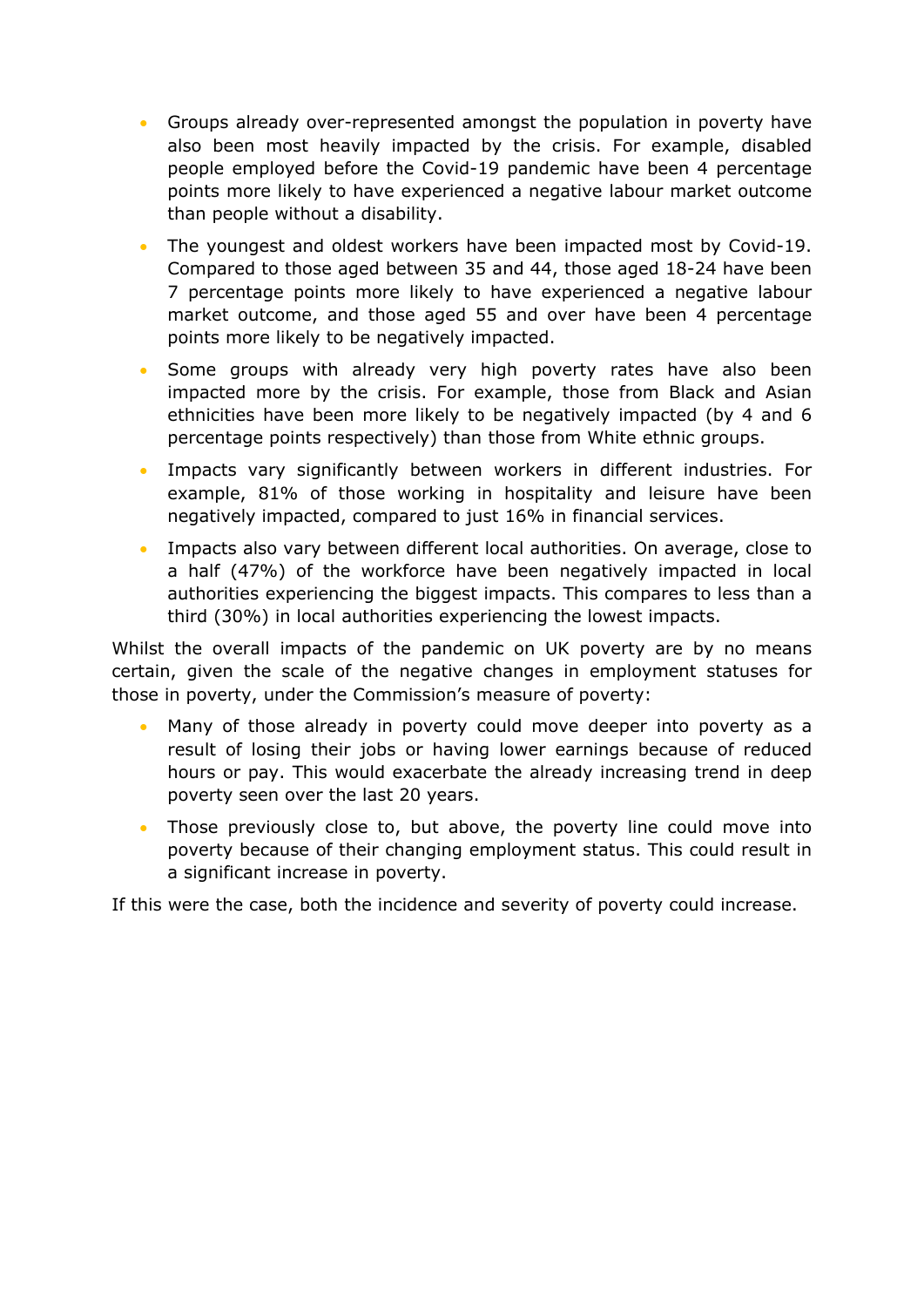- Groups already over-represented amongst the population in poverty have also been most heavily impacted by the crisis. For example, disabled people employed before the Covid-19 pandemic have been 4 percentage points more likely to have experienced a negative labour market outcome than people without a disability.
- The youngest and oldest workers have been impacted most by Covid-19. Compared to those aged between 35 and 44, those aged 18-24 have been 7 percentage points more likely to have experienced a negative labour market outcome, and those aged 55 and over have been 4 percentage points more likely to be negatively impacted.
- Some groups with already very high poverty rates have also been impacted more by the crisis. For example, those from Black and Asian ethnicities have been more likely to be negatively impacted (by 4 and 6 percentage points respectively) than those from White ethnic groups.
- Impacts vary significantly between workers in different industries. For example, 81% of those working in hospitality and leisure have been negatively impacted, compared to just 16% in financial services.
- Impacts also vary between different local authorities. On average, close to a half (47%) of the workforce have been negatively impacted in local authorities experiencing the biggest impacts. This compares to less than a third (30%) in local authorities experiencing the lowest impacts.

Whilst the overall impacts of the pandemic on UK poverty are by no means certain, given the scale of the negative changes in employment statuses for those in poverty, under the Commission's measure of poverty:

- Many of those already in poverty could move deeper into poverty as a result of losing their jobs or having lower earnings because of reduced hours or pay. This would exacerbate the already increasing trend in deep poverty seen over the last 20 years.
- Those previously close to, but above, the poverty line could move into poverty because of their changing employment status. This could result in a significant increase in poverty.

If this were the case, both the incidence and severity of poverty could increase.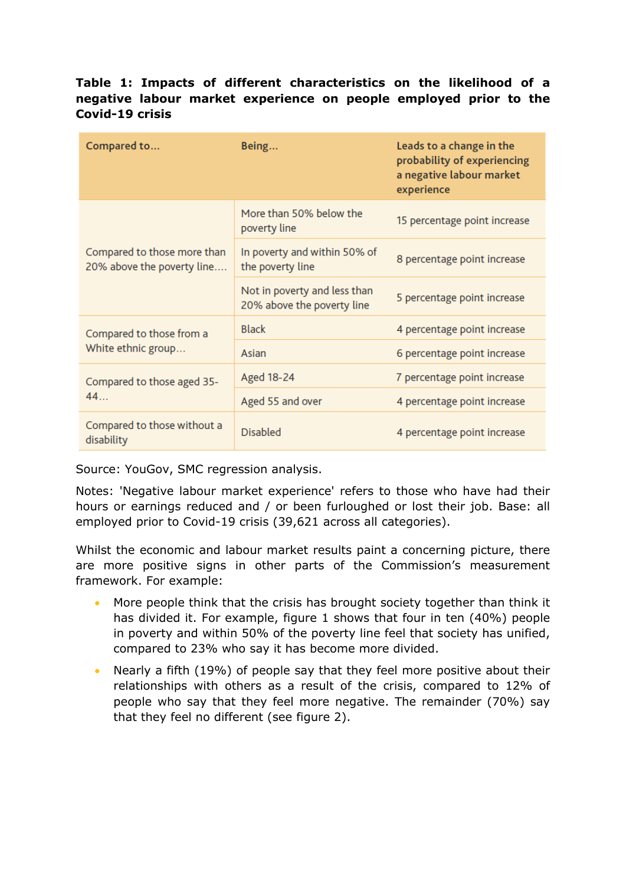**Table 1: Impacts of different characteristics on the likelihood of a negative labour market experience on people employed prior to the Covid-19 crisis**

| Compared to... | Being... | Leads to a change in the probability of experiencing a negative labour market experience |
|---|---|---|
| Compared to those more than 20% above the poverty line.... | More than 50% below the poverty line | 15 percentage point increase |
| | In poverty and within 50% of the poverty line | 8 percentage point increase |
| | Not in poverty and less than 20% above the poverty line | 5 percentage point increase |
| Compared to those from a White ethnic group... | Black | 4 percentage point increase |
| | Asian | 6 percentage point increase |
| Compared to those aged 35-44... | Aged 18-24 | 7 percentage point increase |
| | Aged 55 and over | 4 percentage point increase |
| Compared to those without a disability | Disabled | 4 percentage point increase |

Source: YouGov, SMC regression analysis.

Notes: 'Negative labour market experience' refers to those who have had their hours or earnings reduced and / or been furloughed or lost their job. Base: all employed prior to Covid-19 crisis (39,621 across all categories).

Whilst the economic and labour market results paint a concerning picture, there are more positive signs in other parts of the Commission's measurement framework. For example:

- More people think that the crisis has brought society together than think it has divided it. For example, figure 1 shows that four in ten (40%) people in poverty and within 50% of the poverty line feel that society has unified, compared to 23% who say it has become more divided.
- Nearly a fifth (19%) of people say that they feel more positive about their relationships with others as a result of the crisis, compared to 12% of people who say that they feel more negative. The remainder (70%) say that they feel no different (see figure 2).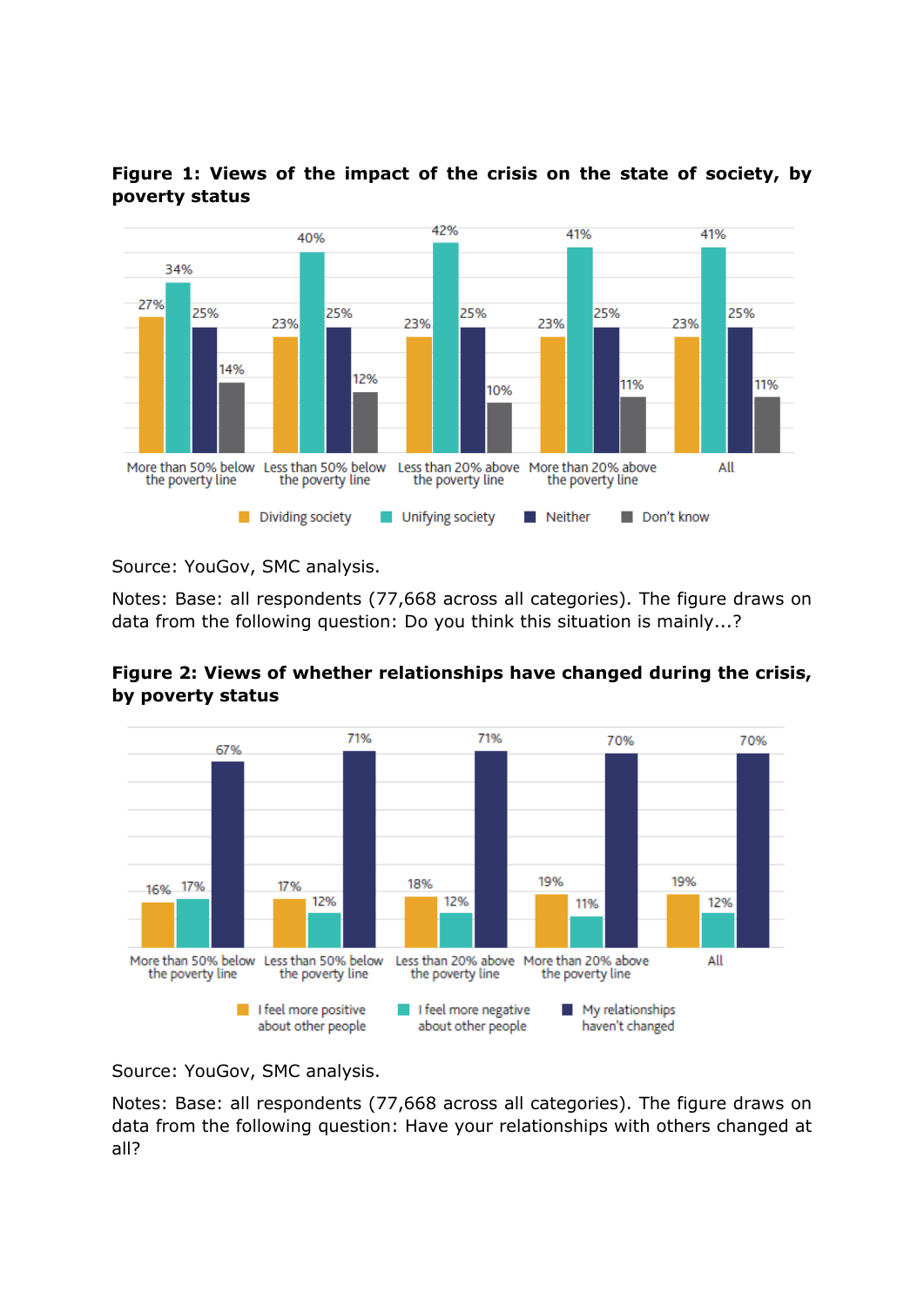**Figure 1: Views of the impact of the crisis on the state of society, by poverty status**

| | Dividing society | Unifying society | Neither | Don't know |
|---|---|---|---|---|
| More than 50% below the poverty line | 27% | 34% | 25% | 14% |
| Less than 50% below the poverty line | 23% | 40% | 25% | 12% |
| Less than 20% above the poverty line | 23% | 42% | 25% | 10% |
| More than 20% above the poverty line | 23% | 41% | 25% | 11% |
| All | 23% | 41% | 25% | 11% |

Source: YouGov, SMC analysis.

Notes: Base: all respondents (77,668 across all categories). The figure draws on data from the following question: Do you think this situation is mainly...?

**Figure 2: Views of whether relationships have changed during the crisis, by poverty status**

| | I feel more positive about other people | I feel more negative about other people | My relationships haven't changed |
|---|---|---|---|
| More than 50% below the poverty line | 16% | 17% | 67% |
| Less than 50% below the poverty line | 17% | 12% | 71% |
| Less than 20% above the poverty line | 18% | 12% | 71% |
| More than 20% above the poverty line | 19% | 11% | 70% |
| All | 19% | 12% | 70% |

Source: YouGov, SMC analysis.

Notes: Base: all respondents (77,668 across all categories). The figure draws on data from the following question: Have your relationships with others changed at all?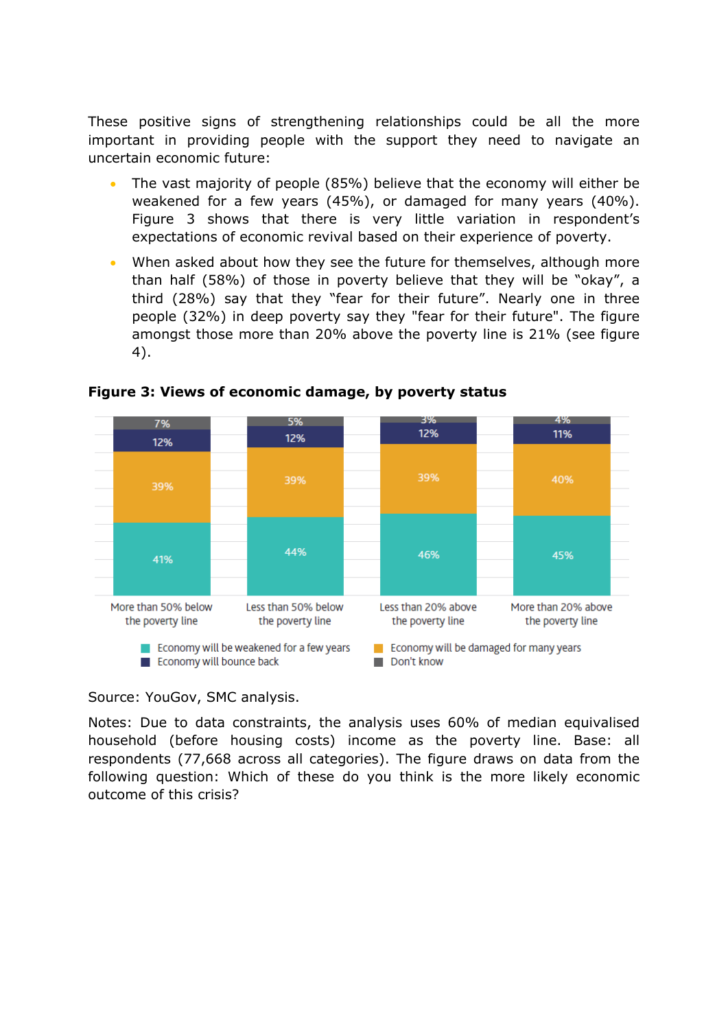These positive signs of strengthening relationships could be all the more important in providing people with the support they need to navigate an uncertain economic future:

- The vast majority of people (85%) believe that the economy will either be weakened for a few years (45%), or damaged for many years (40%). Figure 3 shows that there is very little variation in respondent's expectations of economic revival based on their experience of poverty.
- When asked about how they see the future for themselves, although more than half (58%) of those in poverty believe that they will be "okay", a third (28%) say that they "fear for their future". Nearly one in three people (32%) in deep poverty say they "fear for their future". The figure amongst those more than 20% above the poverty line is 21% (see figure 4).

**Figure 3: Views of economic damage, by poverty status**

| | More than 50% below the poverty line | Less than 50% below the poverty line | Less than 20% above the poverty line | More than 20% above the poverty line |
|---|---|---|---|---|
| Economy will be weakened for a few years | 41% | 44% | 46% | 45% |
| Economy will be damaged for many years | 39% | 39% | 39% | 40% |
| Economy will bounce back | 12% | 12% | 12% | 11% |
| Don't know | 7% | 5% | 3% | 4% |

Source: YouGov, SMC analysis.

Notes: Due to data constraints, the analysis uses 60% of median equivalised household (before housing costs) income as the poverty line. Base: all respondents (77,668 across all categories). The figure draws on data from the following question: Which of these do you think is the more likely economic outcome of this crisis?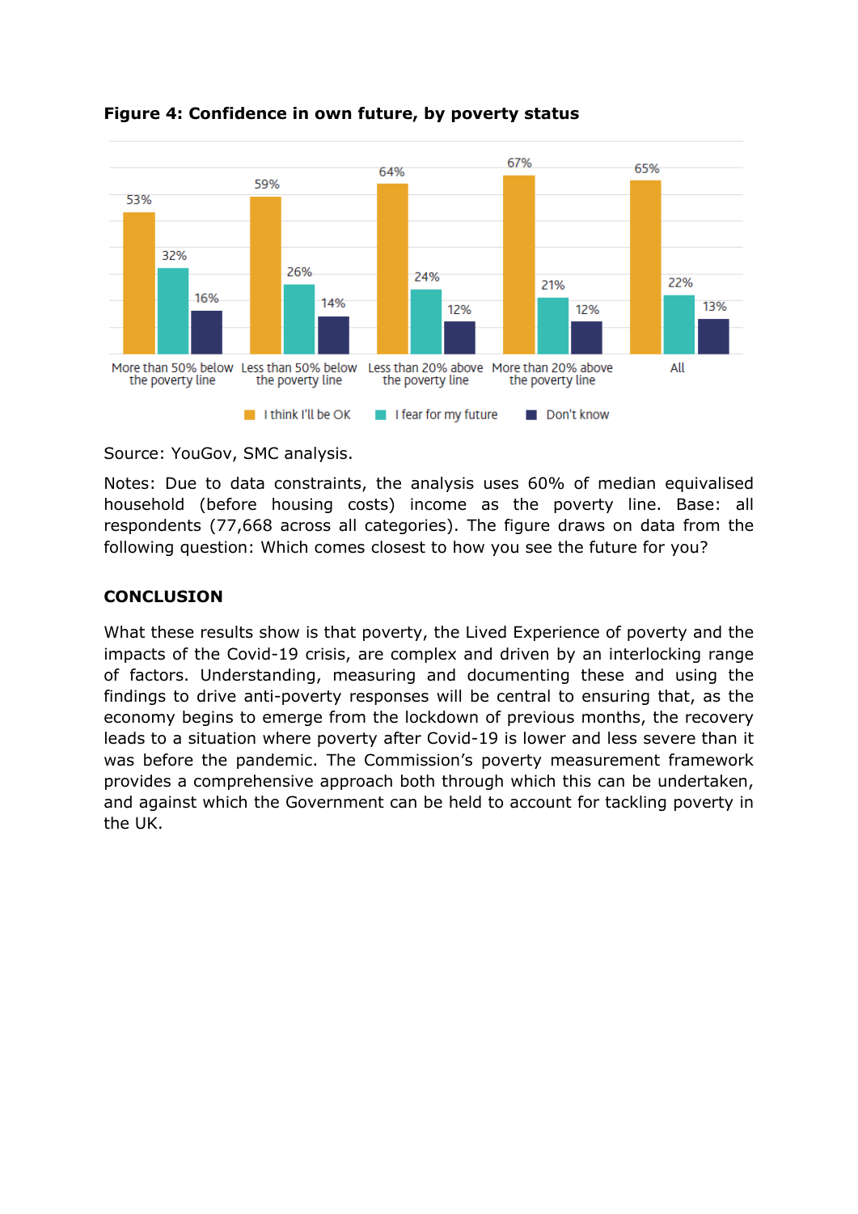**Figure 4: Confidence in own future, by poverty status**

| | I think I'll be OK | I fear for my future | Don't know |
|---|---|---|---|
| More than 50% below the poverty line | 53% | 32% | 16% |
| Less than 50% below the poverty line | 59% | 26% | 14% |
| Less than 20% above the poverty line | 64% | 24% | 12% |
| More than 20% above the poverty line | 67% | 21% | 12% |
| All | 65% | 22% | 13% |

Source: YouGov, SMC analysis.

Notes: Due to data constraints, the analysis uses 60% of median equivalised household (before housing costs) income as the poverty line. Base: all respondents (77,668 across all categories). The figure draws on data from the following question: Which comes closest to how you see the future for you?

## CONCLUSION

What these results show is that poverty, the Lived Experience of poverty and the impacts of the Covid-19 crisis, are complex and driven by an interlocking range of factors. Understanding, measuring and documenting these and using the findings to drive anti-poverty responses will be central to ensuring that, as the economy begins to emerge from the lockdown of previous months, the recovery leads to a situation where poverty after Covid-19 is lower and less severe than it was before the pandemic. The Commission's poverty measurement framework provides a comprehensive approach both through which this can be undertaken, and against which the Government can be held to account for tackling poverty in the UK.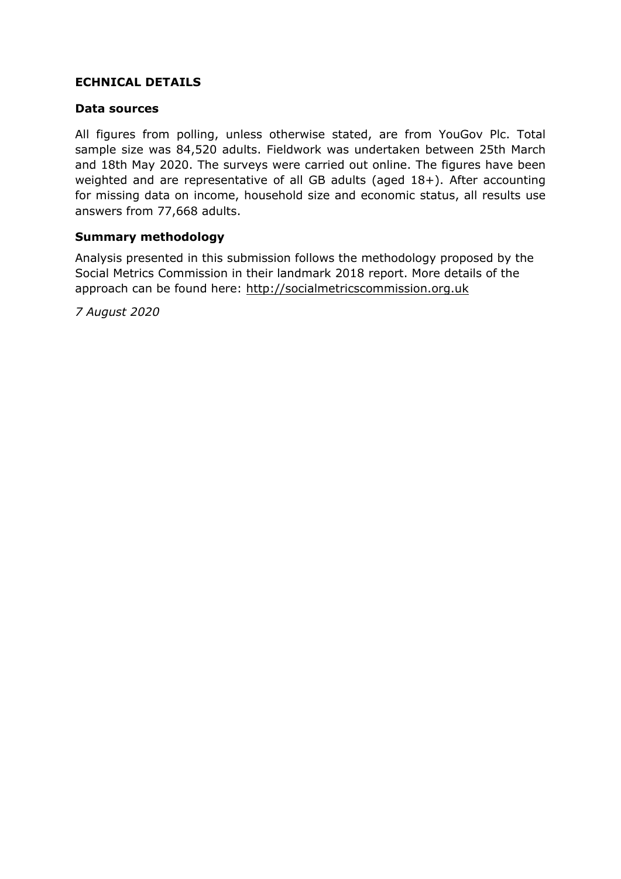## ECHNICAL DETAILS

### Data sources

All figures from polling, unless otherwise stated, are from YouGov Plc. Total sample size was 84,520 adults. Fieldwork was undertaken between 25th March and 18th May 2020. The surveys were carried out online. The figures have been weighted and are representative of all GB adults (aged 18+). After accounting for missing data on income, household size and economic status, all results use answers from 77,668 adults.

### Summary methodology

Analysis presented in this submission follows the methodology proposed by the Social Metrics Commission in their landmark 2018 report. More details of the approach can be found here: http://socialmetricscommission.org.uk

*7 August 2020*